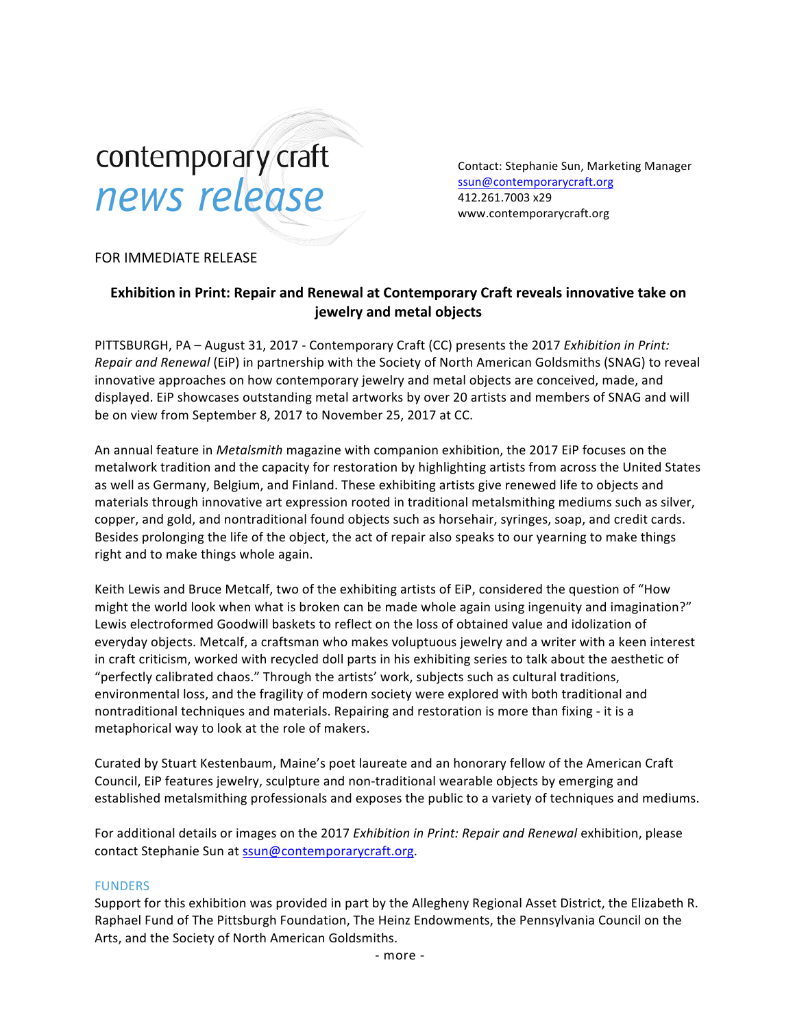contemporary craft
*news release*

Contact: Stephanie Sun, Marketing Manager
ssun@contemporarycraft.org
412.261.7003 x29
www.contemporarycraft.org

FOR IMMEDIATE RELEASE

**Exhibition in Print: Repair and Renewal at Contemporary Craft reveals innovative take on jewelry and metal objects**

PITTSBURGH, PA – August 31, 2017 - Contemporary Craft (CC) presents the 2017 *Exhibition in Print: Repair and Renewal* (EiP) in partnership with the Society of North American Goldsmiths (SNAG) to reveal innovative approaches on how contemporary jewelry and metal objects are conceived, made, and displayed. EiP showcases outstanding metal artworks by over 20 artists and members of SNAG and will be on view from September 8, 2017 to November 25, 2017 at CC.

An annual feature in *Metalsmith* magazine with companion exhibition, the 2017 EiP focuses on the metalwork tradition and the capacity for restoration by highlighting artists from across the United States as well as Germany, Belgium, and Finland. These exhibiting artists give renewed life to objects and materials through innovative art expression rooted in traditional metalsmithing mediums such as silver, copper, and gold, and nontraditional found objects such as horsehair, syringes, soap, and credit cards. Besides prolonging the life of the object, the act of repair also speaks to our yearning to make things right and to make things whole again.

Keith Lewis and Bruce Metcalf, two of the exhibiting artists of EiP, considered the question of "How might the world look when what is broken can be made whole again using ingenuity and imagination?" Lewis electroformed Goodwill baskets to reflect on the loss of obtained value and idolization of everyday objects. Metcalf, a craftsman who makes voluptuous jewelry and a writer with a keen interest in craft criticism, worked with recycled doll parts in his exhibiting series to talk about the aesthetic of "perfectly calibrated chaos." Through the artists' work, subjects such as cultural traditions, environmental loss, and the fragility of modern society were explored with both traditional and nontraditional techniques and materials. Repairing and restoration is more than fixing - it is a metaphorical way to look at the role of makers.

Curated by Stuart Kestenbaum, Maine's poet laureate and an honorary fellow of the American Craft Council, EiP features jewelry, sculpture and non-traditional wearable objects by emerging and established metalsmithing professionals and exposes the public to a variety of techniques and mediums.

For additional details or images on the 2017 *Exhibition in Print: Repair and Renewal* exhibition, please contact Stephanie Sun at ssun@contemporarycraft.org.

## FUNDERS

Support for this exhibition was provided in part by the Allegheny Regional Asset District, the Elizabeth R. Raphael Fund of The Pittsburgh Foundation, The Heinz Endowments, the Pennsylvania Council on the Arts, and the Society of North American Goldsmiths.

- more -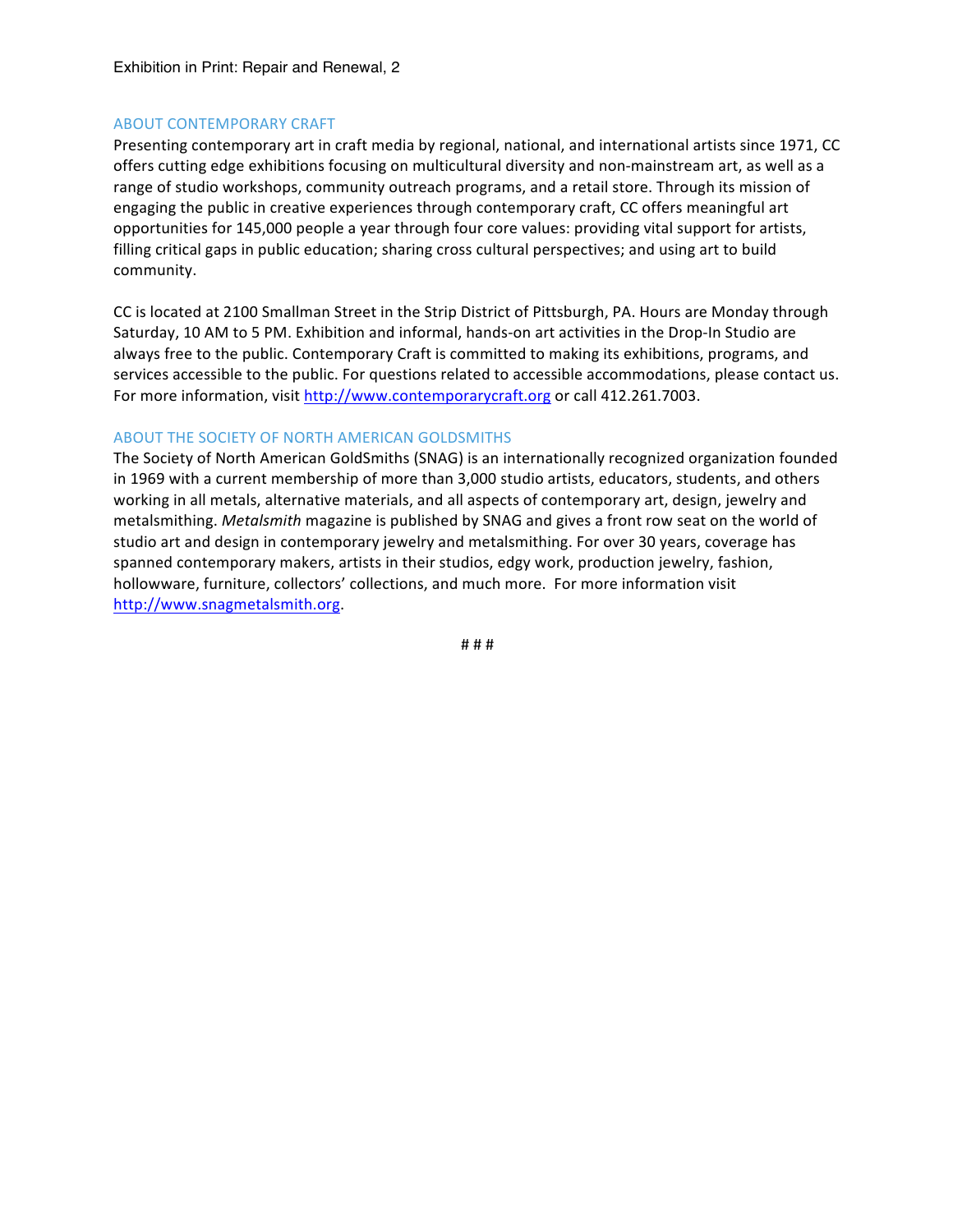## ABOUT CONTEMPORARY CRAFT

Presenting contemporary art in craft media by regional, national, and international artists since 1971, CC offers cutting edge exhibitions focusing on multicultural diversity and non-mainstream art, as well as a range of studio workshops, community outreach programs, and a retail store. Through its mission of engaging the public in creative experiences through contemporary craft, CC offers meaningful art opportunities for 145,000 people a year through four core values: providing vital support for artists, filling critical gaps in public education; sharing cross cultural perspectives; and using art to build community.

CC is located at 2100 Smallman Street in the Strip District of Pittsburgh, PA. Hours are Monday through Saturday, 10 AM to 5 PM. Exhibition and informal, hands-on art activities in the Drop-In Studio are always free to the public. Contemporary Craft is committed to making its exhibitions, programs, and services accessible to the public. For questions related to accessible accommodations, please contact us. For more information, visit http://www.contemporarycraft.org or call 412.261.7003.

## ABOUT THE SOCIETY OF NORTH AMERICAN GOLDSMITHS

The Society of North American GoldSmiths (SNAG) is an internationally recognized organization founded in 1969 with a current membership of more than 3,000 studio artists, educators, students, and others working in all metals, alternative materials, and all aspects of contemporary art, design, jewelry and metalsmithing. *Metalsmith* magazine is published by SNAG and gives a front row seat on the world of studio art and design in contemporary jewelry and metalsmithing. For over 30 years, coverage has spanned contemporary makers, artists in their studios, edgy work, production jewelry, fashion, hollowware, furniture, collectors' collections, and much more. For more information visit http://www.snagmetalsmith.org.

# # #